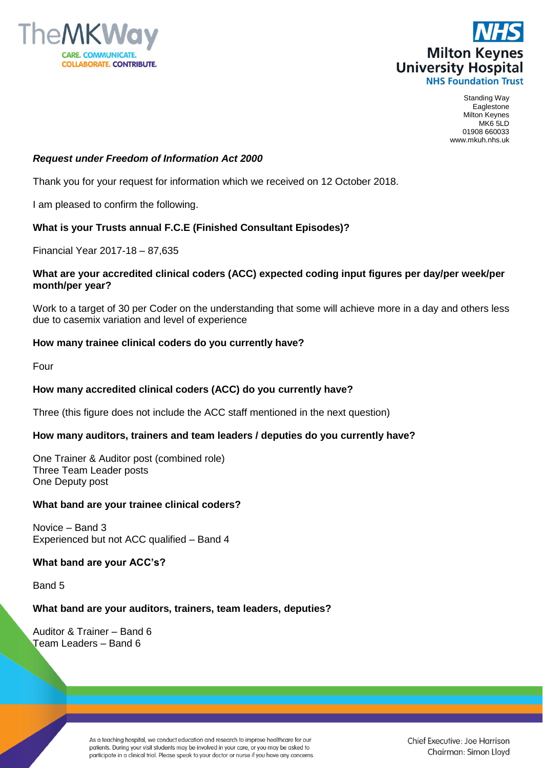Standing Way
Eaglestone
Milton Keynes
MK6 5LD
01908 660033
www.mkuh.nhs.uk

***Request under Freedom of Information Act 2000***

Thank you for your request for information which we received on 12 October 2018.

I am pleased to confirm the following.

**What is your Trusts annual F.C.E (Finished Consultant Episodes)?**

Financial Year 2017-18 – 87,635

**What are your accredited clinical coders (ACC) expected coding input figures per day/per week/per month/per year?**

Work to a target of 30 per Coder on the understanding that some will achieve more in a day and others less due to casemix variation and level of experience

**How many trainee clinical coders do you currently have?**

Four

**How many accredited clinical coders (ACC) do you currently have?**

Three (this figure does not include the ACC staff mentioned in the next question)

**How many auditors, trainers and team leaders / deputies do you currently have?**

One Trainer & Auditor post (combined role)
Three Team Leader posts
One Deputy post

**What band are your trainee clinical coders?**

Novice – Band 3
Experienced but not ACC qualified – Band 4

**What band are your ACC's?**

Band 5

**What band are your auditors, trainers, team leaders, deputies?**

Auditor & Trainer – Band 6
Team Leaders – Band 6

As a teaching hospital, we conduct education and research to improve healthcare for our patients. During your visit students may be involved in your care, or you may be asked to participate in a clinical trial. Please speak to your doctor or nurse if you have any concerns.

Chief Executive: Joe Harrison
Chairman: Simon Lloyd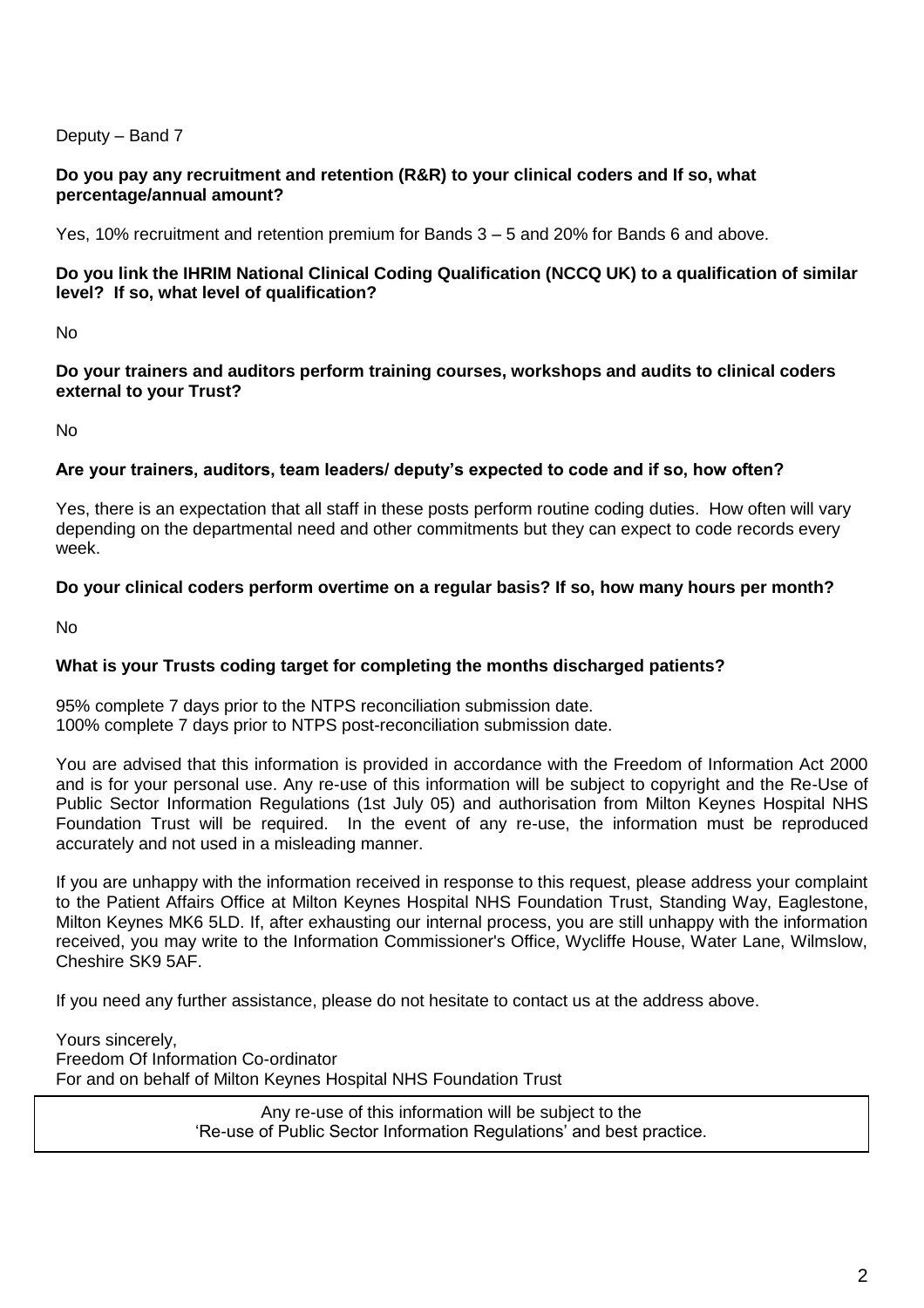Deputy – Band 7

**Do you pay any recruitment and retention (R&R) to your clinical coders and If so, what percentage/annual amount?**

Yes, 10% recruitment and retention premium for Bands 3 – 5 and 20% for Bands 6 and above.

**Do you link the IHRIM National Clinical Coding Qualification (NCCQ UK) to a qualification of similar level? If so, what level of qualification?**

No

**Do your trainers and auditors perform training courses, workshops and audits to clinical coders external to your Trust?**

No

**Are your trainers, auditors, team leaders/ deputy's expected to code and if so, how often?**

Yes, there is an expectation that all staff in these posts perform routine coding duties. How often will vary depending on the departmental need and other commitments but they can expect to code records every week.

**Do your clinical coders perform overtime on a regular basis? If so, how many hours per month?**

No

**What is your Trusts coding target for completing the months discharged patients?**

95% complete 7 days prior to the NTPS reconciliation submission date.
100% complete 7 days prior to NTPS post-reconciliation submission date.

You are advised that this information is provided in accordance with the Freedom of Information Act 2000 and is for your personal use. Any re-use of this information will be subject to copyright and the Re-Use of Public Sector Information Regulations (1st July 05) and authorisation from Milton Keynes Hospital NHS Foundation Trust will be required. In the event of any re-use, the information must be reproduced accurately and not used in a misleading manner.

If you are unhappy with the information received in response to this request, please address your complaint to the Patient Affairs Office at Milton Keynes Hospital NHS Foundation Trust, Standing Way, Eaglestone, Milton Keynes MK6 5LD. If, after exhausting our internal process, you are still unhappy with the information received, you may write to the Information Commissioner's Office, Wycliffe House, Water Lane, Wilmslow, Cheshire SK9 5AF.

If you need any further assistance, please do not hesitate to contact us at the address above.

Yours sincerely,
Freedom Of Information Co-ordinator
For and on behalf of Milton Keynes Hospital NHS Foundation Trust

Any re-use of this information will be subject to the
'Re-use of Public Sector Information Regulations' and best practice.